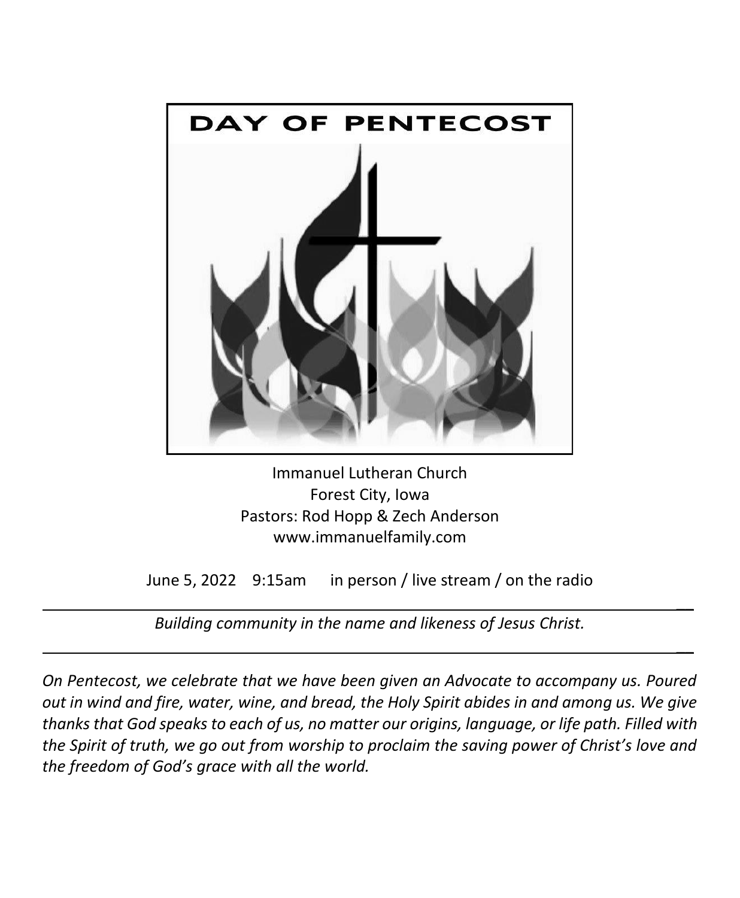# DAY OF PENTECOST

Immanuel Lutheran Church
Forest City, Iowa
Pastors: Rod Hopp & Zech Anderson
www.immanuelfamily.com

June 5, 2022 9:15am in person / live stream / on the radio

---

*Building community in the name and likeness of Jesus Christ.*

---

*On Pentecost, we celebrate that we have been given an Advocate to accompany us. Poured out in wind and fire, water, wine, and bread, the Holy Spirit abides in and among us. We give thanks that God speaks to each of us, no matter our origins, language, or life path. Filled with the Spirit of truth, we go out from worship to proclaim the saving power of Christ's love and the freedom of God's grace with all the world.*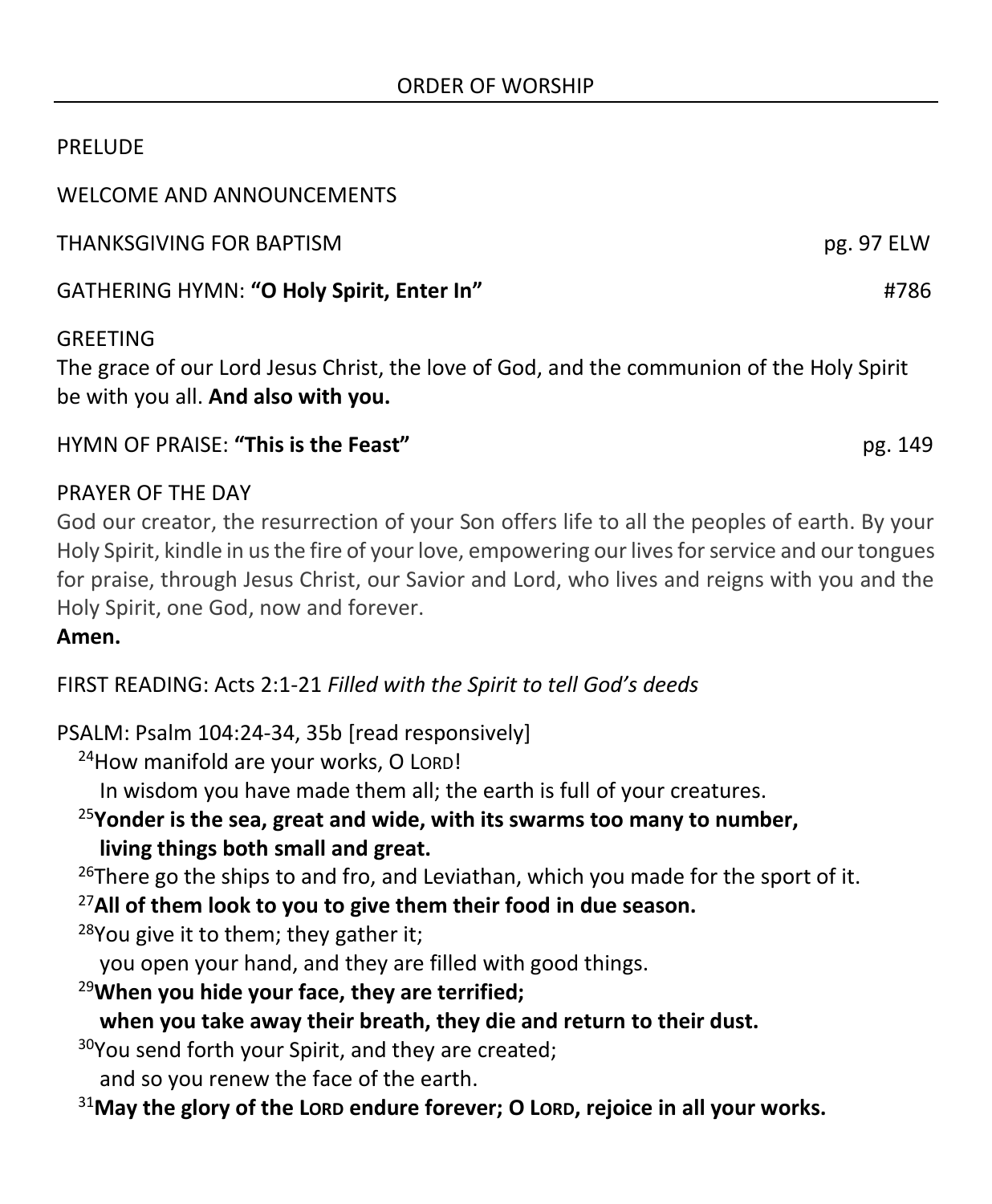## ORDER OF WORSHIP

PRELUDE

WELCOME AND ANNOUNCEMENTS

THANKSGIVING FOR BAPTISM pg. 97 ELW

GATHERING HYMN: **"O Holy Spirit, Enter In"** #786

GREETING

The grace of our Lord Jesus Christ, the love of God, and the communion of the Holy Spirit be with you all. **And also with you.**

HYMN OF PRAISE: **"This is the Feast"** pg. 149

PRAYER OF THE DAY

God our creator, the resurrection of your Son offers life to all the peoples of earth. By your Holy Spirit, kindle in us the fire of your love, empowering our lives for service and our tongues for praise, through Jesus Christ, our Savior and Lord, who lives and reigns with you and the Holy Spirit, one God, now and forever.

**Amen.**

FIRST READING: Acts 2:1-21 *Filled with the Spirit to tell God's deeds*

PSALM: Psalm 104:24-34, 35b [read responsively]

[24]How manifold are your works, O LORD!
In wisdom you have made them all; the earth is full of your creatures.

**[25]Yonder is the sea, great and wide, with its swarms too many to number,**
**living things both small and great.**

[26]There go the ships to and fro, and Leviathan, which you made for the sport of it.

**[27]All of them look to you to give them their food in due season.**

[28]You give it to them; they gather it;
you open your hand, and they are filled with good things.

**[29]When you hide your face, they are terrified;**
**when you take away their breath, they die and return to their dust.**

[30]You send forth your Spirit, and they are created;
and so you renew the face of the earth.

**[31]May the glory of the LORD endure forever; O LORD, rejoice in all your works.**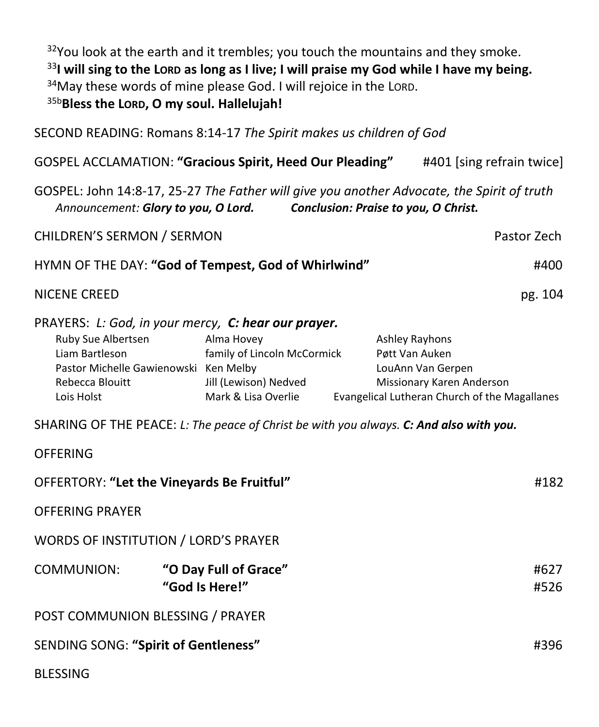[32]You look at the earth and it trembles; you touch the mountains and they smoke.
[33]**I will sing to the LORD as long as I live; I will praise my God while I have my being.**
[34]May these words of mine please God. I will rejoice in the LORD.
[35b]**Bless the LORD, O my soul. Hallelujah!**

SECOND READING: Romans 8:14-17 *The Spirit makes us children of God*

GOSPEL ACCLAMATION: **"Gracious Spirit, Heed Our Pleading"** #401 [sing refrain twice]

GOSPEL: John 14:8-17, 25-27 *The Father will give you another Advocate, the Spirit of truth*
*Announcement:* ***Glory to you, O Lord.*** *Conclusion:* ***Praise to you, O Christ.***

CHILDREN'S SERMON / SERMON Pastor Zech

HYMN OF THE DAY: **"God of Tempest, God of Whirlwind"** #400

NICENE CREED pg. 104

PRAYERS: *L: God, in your mercy,* ***C: hear our prayer.***

| | | |
|---|---|---|
| Ruby Sue Albertsen | Alma Hovey | Ashley Rayhons |
| Liam Bartleson | family of Lincoln McCormick | Pøtt Van Auken |
| Pastor Michelle Gawienowski | Ken Melby | LouAnn Van Gerpen |
| Rebecca Blouitt | Jill (Lewison) Nedved | Missionary Karen Anderson |
| Lois Holst | Mark & Lisa Overlie | Evangelical Lutheran Church of the Magallanes |

SHARING OF THE PEACE: *L: The peace of Christ be with you always.* ***C: And also with you.***

OFFERING

OFFERTORY: **"Let the Vineyards Be Fruitful"** #182

OFFERING PRAYER

WORDS OF INSTITUTION / LORD'S PRAYER

COMMUNION: **"O Day Full of Grace"** #627
**"God Is Here!"** #526

POST COMMUNION BLESSING / PRAYER

SENDING SONG: **"Spirit of Gentleness"** #396

BLESSING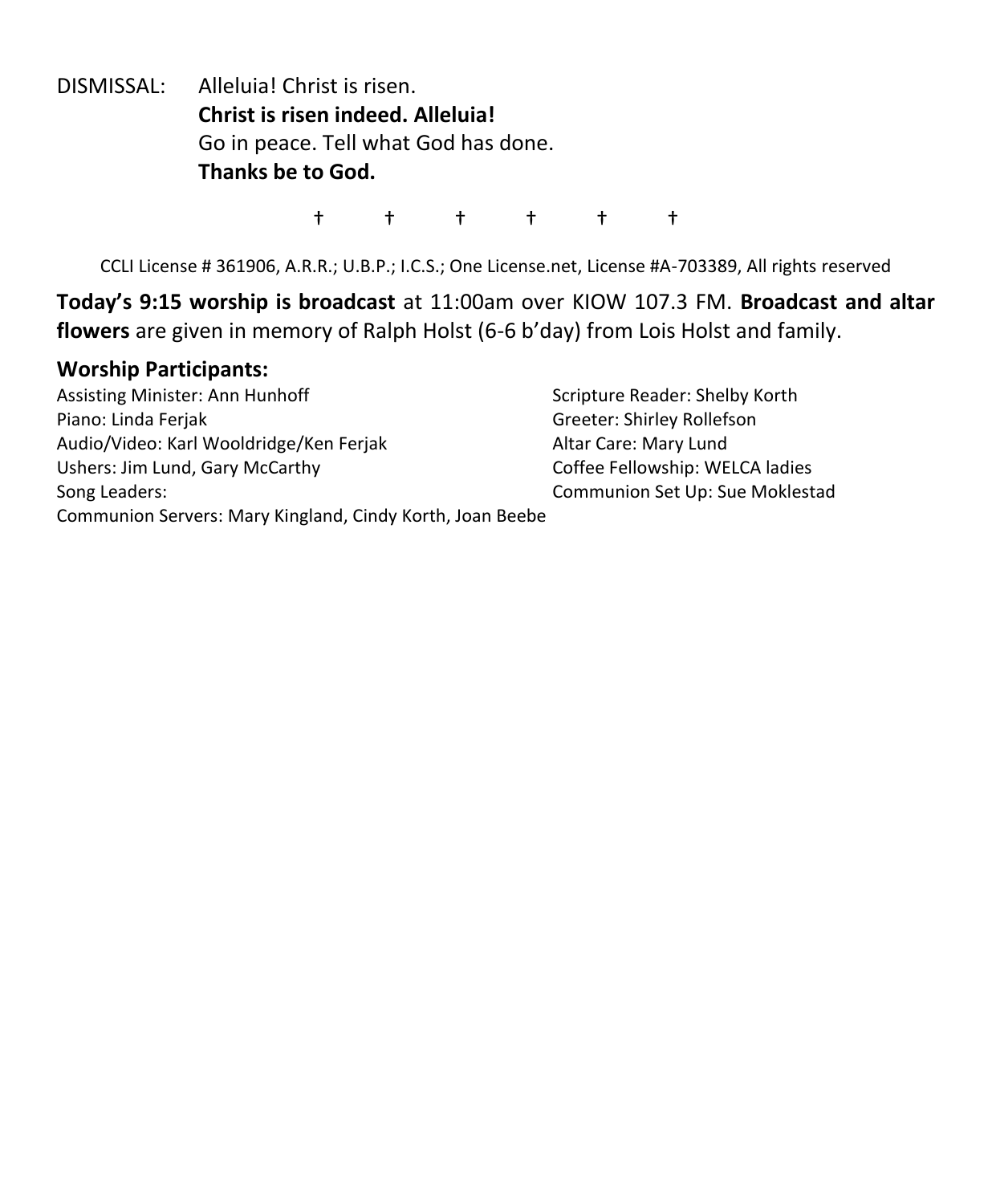DISMISSAL: Alleluia! Christ is risen.
**Christ is risen indeed. Alleluia!**
Go in peace. Tell what God has done.
**Thanks be to God.**

† † † † † †

CCLI License # 361906, A.R.R.; U.B.P.; I.C.S.; One License.net, License #A-703389, All rights reserved

**Today's 9:15 worship is broadcast** at 11:00am over KIOW 107.3 FM. **Broadcast and altar flowers** are given in memory of Ralph Holst (6-6 b'day) from Lois Holst and family.

**Worship Participants:**

Assisting Minister: Ann Hunhoff
Piano: Linda Ferjak
Audio/Video: Karl Wooldridge/Ken Ferjak
Ushers: Jim Lund, Gary McCarthy
Song Leaders:
Communion Servers: Mary Kingland, Cindy Korth, Joan Beebe
Scripture Reader: Shelby Korth
Greeter: Shirley Rollefson
Altar Care: Mary Lund
Coffee Fellowship: WELCA ladies
Communion Set Up: Sue Moklestad